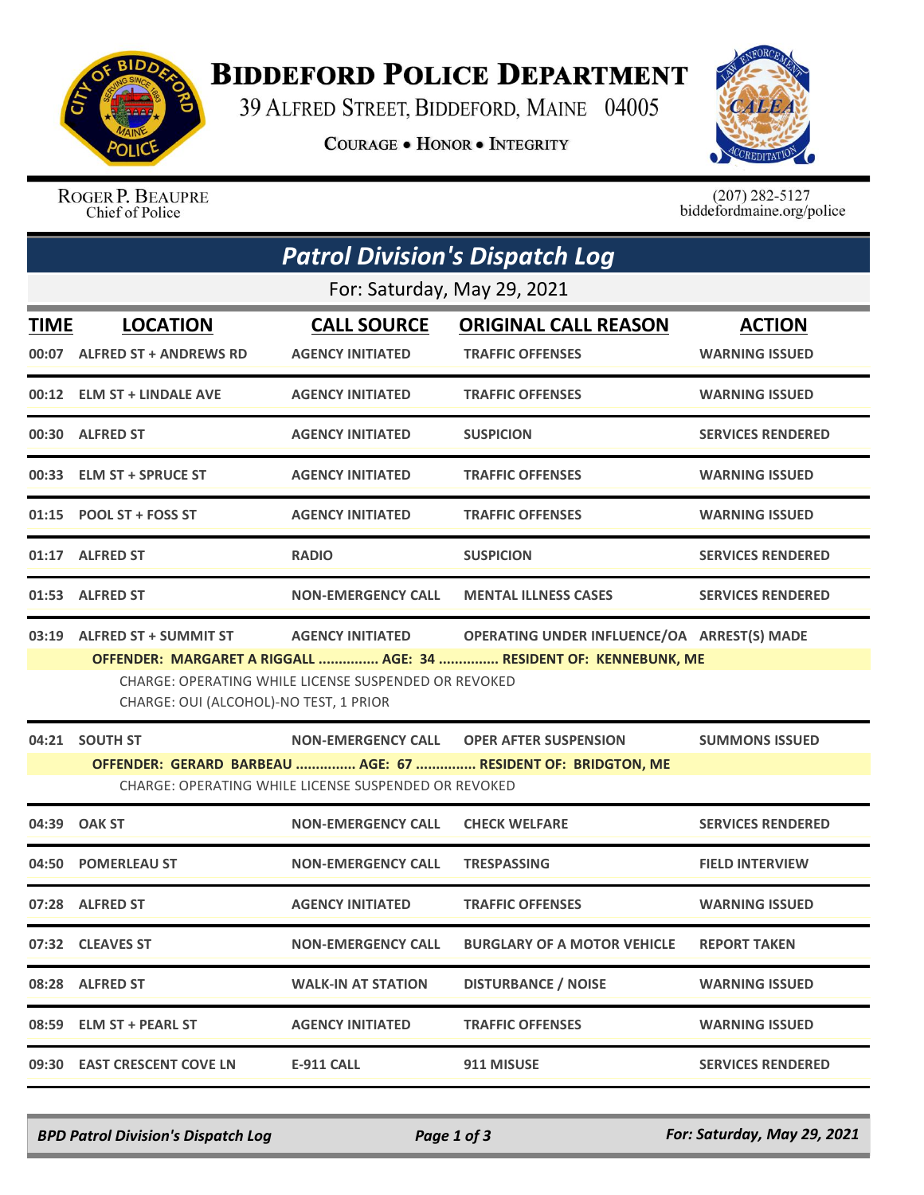# Biddeford Police Department

39 Alfred Street, Biddeford, Maine 04005

**Courage • Honor • Integrity**

Roger P. Beaupre
Chief of Police

(207) 282-5127
biddefordmaine.org/police

## Patrol Division's Dispatch Log

For: Saturday, May 29, 2021

| TIME | LOCATION | CALL SOURCE | ORIGINAL CALL REASON | ACTION |
|---|---|---|---|---|
| 00:07 | ALFRED ST + ANDREWS RD | AGENCY INITIATED | TRAFFIC OFFENSES | WARNING ISSUED |
| 00:12 | ELM ST + LINDALE AVE | AGENCY INITIATED | TRAFFIC OFFENSES | WARNING ISSUED |
| 00:30 | ALFRED ST | AGENCY INITIATED | SUSPICION | SERVICES RENDERED |
| 00:33 | ELM ST + SPRUCE ST | AGENCY INITIATED | TRAFFIC OFFENSES | WARNING ISSUED |
| 01:15 | POOL ST + FOSS ST | AGENCY INITIATED | TRAFFIC OFFENSES | WARNING ISSUED |
| 01:17 | ALFRED ST | RADIO | SUSPICION | SERVICES RENDERED |
| 01:53 | ALFRED ST | NON-EMERGENCY CALL | MENTAL ILLNESS CASES | SERVICES RENDERED |
| 03:19 | ALFRED ST + SUMMIT ST | AGENCY INITIATED | OPERATING UNDER INFLUENCE/OA | ARREST(S) MADE |

**OFFENDER: MARGARET A RIGGALL ............... AGE: 34 ............... RESIDENT OF: KENNEBUNK, ME**

CHARGE: OPERATING WHILE LICENSE SUSPENDED OR REVOKED
CHARGE: OUI (ALCOHOL)-NO TEST, 1 PRIOR

| TIME | LOCATION | CALL SOURCE | ORIGINAL CALL REASON | ACTION |
|---|---|---|---|---|
| 04:21 | SOUTH ST | NON-EMERGENCY CALL | OPER AFTER SUSPENSION | SUMMONS ISSUED |

**OFFENDER: GERARD BARBEAU ............... AGE: 67 ............... RESIDENT OF: BRIDGTON, ME**

CHARGE: OPERATING WHILE LICENSE SUSPENDED OR REVOKED

| TIME | LOCATION | CALL SOURCE | ORIGINAL CALL REASON | ACTION |
|---|---|---|---|---|
| 04:39 | OAK ST | NON-EMERGENCY CALL | CHECK WELFARE | SERVICES RENDERED |
| 04:50 | POMERLEAU ST | NON-EMERGENCY CALL | TRESPASSING | FIELD INTERVIEW |
| 07:28 | ALFRED ST | AGENCY INITIATED | TRAFFIC OFFENSES | WARNING ISSUED |
| 07:32 | CLEAVES ST | NON-EMERGENCY CALL | BURGLARY OF A MOTOR VEHICLE | REPORT TAKEN |
| 08:28 | ALFRED ST | WALK-IN AT STATION | DISTURBANCE / NOISE | WARNING ISSUED |
| 08:59 | ELM ST + PEARL ST | AGENCY INITIATED | TRAFFIC OFFENSES | WARNING ISSUED |
| 09:30 | EAST CRESCENT COVE LN | E-911 CALL | 911 MISUSE | SERVICES RENDERED |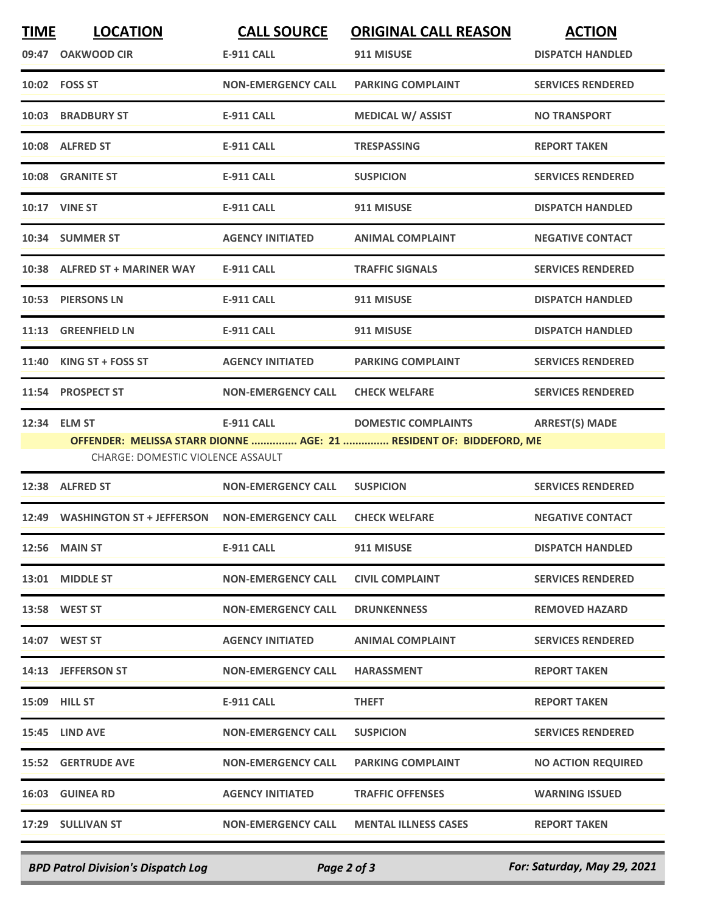| TIME | LOCATION | CALL SOURCE | ORIGINAL CALL REASON | ACTION |
|---|---|---|---|---|
| 09:47 | OAKWOOD CIR | E-911 CALL | 911 MISUSE | DISPATCH HANDLED |
| 10:02 | FOSS ST | NON-EMERGENCY CALL | PARKING COMPLAINT | SERVICES RENDERED |
| 10:03 | BRADBURY ST | E-911 CALL | MEDICAL W/ ASSIST | NO TRANSPORT |
| 10:08 | ALFRED ST | E-911 CALL | TRESPASSING | REPORT TAKEN |
| 10:08 | GRANITE ST | E-911 CALL | SUSPICION | SERVICES RENDERED |
| 10:17 | VINE ST | E-911 CALL | 911 MISUSE | DISPATCH HANDLED |
| 10:34 | SUMMER ST | AGENCY INITIATED | ANIMAL COMPLAINT | NEGATIVE CONTACT |
| 10:38 | ALFRED ST + MARINER WAY | E-911 CALL | TRAFFIC SIGNALS | SERVICES RENDERED |
| 10:53 | PIERSONS LN | E-911 CALL | 911 MISUSE | DISPATCH HANDLED |
| 11:13 | GREENFIELD LN | E-911 CALL | 911 MISUSE | DISPATCH HANDLED |
| 11:40 | KING ST + FOSS ST | AGENCY INITIATED | PARKING COMPLAINT | SERVICES RENDERED |
| 11:54 | PROSPECT ST | NON-EMERGENCY CALL | CHECK WELFARE | SERVICES RENDERED |
| 12:34 | ELM ST | E-911 CALL | DOMESTIC COMPLAINTS | ARREST(S) MADE |
| | OFFENDER: MELISSA STARR DIONNE ............... AGE: 21 ............... RESIDENT OF: BIDDEFORD, ME | | | |
| | CHARGE: DOMESTIC VIOLENCE ASSAULT | | | |
| 12:38 | ALFRED ST | NON-EMERGENCY CALL | SUSPICION | SERVICES RENDERED |
| 12:49 | WASHINGTON ST + JEFFERSON | NON-EMERGENCY CALL | CHECK WELFARE | NEGATIVE CONTACT |
| 12:56 | MAIN ST | E-911 CALL | 911 MISUSE | DISPATCH HANDLED |
| 13:01 | MIDDLE ST | NON-EMERGENCY CALL | CIVIL COMPLAINT | SERVICES RENDERED |
| 13:58 | WEST ST | NON-EMERGENCY CALL | DRUNKENNESS | REMOVED HAZARD |
| 14:07 | WEST ST | AGENCY INITIATED | ANIMAL COMPLAINT | SERVICES RENDERED |
| 14:13 | JEFFERSON ST | NON-EMERGENCY CALL | HARASSMENT | REPORT TAKEN |
| 15:09 | HILL ST | E-911 CALL | THEFT | REPORT TAKEN |
| 15:45 | LIND AVE | NON-EMERGENCY CALL | SUSPICION | SERVICES RENDERED |
| 15:52 | GERTRUDE AVE | NON-EMERGENCY CALL | PARKING COMPLAINT | NO ACTION REQUIRED |
| 16:03 | GUINEA RD | AGENCY INITIATED | TRAFFIC OFFENSES | WARNING ISSUED |
| 17:29 | SULLIVAN ST | NON-EMERGENCY CALL | MENTAL ILLNESS CASES | REPORT TAKEN |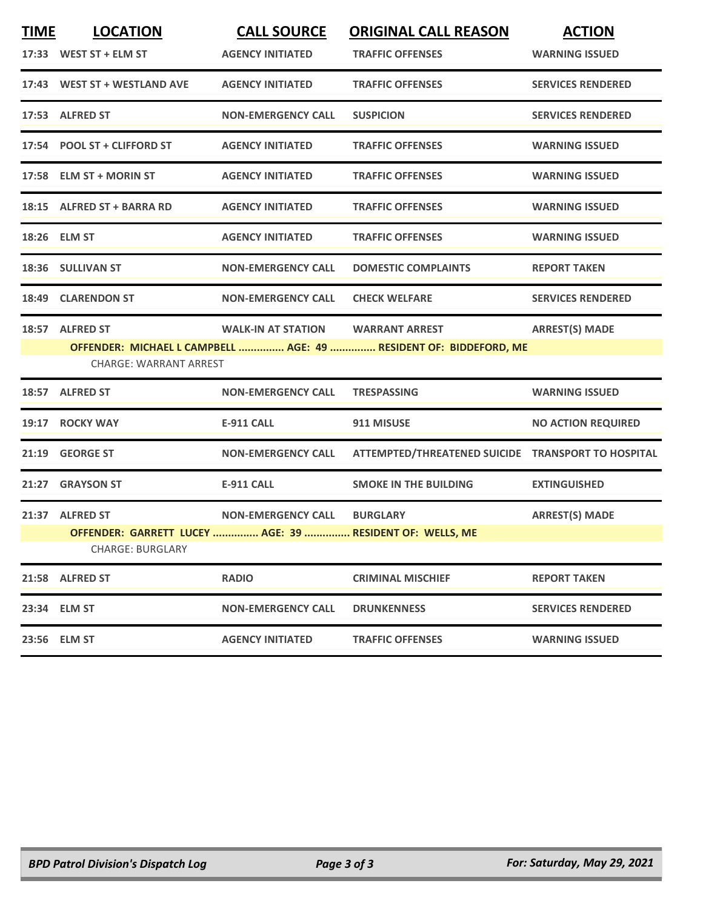| TIME | LOCATION | CALL SOURCE | ORIGINAL CALL REASON | ACTION |
| --- | --- | --- | --- | --- |
| 17:33 | WEST ST + ELM ST | AGENCY INITIATED | TRAFFIC OFFENSES | WARNING ISSUED |
| 17:43 | WEST ST + WESTLAND AVE | AGENCY INITIATED | TRAFFIC OFFENSES | SERVICES RENDERED |
| 17:53 | ALFRED ST | NON-EMERGENCY CALL | SUSPICION | SERVICES RENDERED |
| 17:54 | POOL ST + CLIFFORD ST | AGENCY INITIATED | TRAFFIC OFFENSES | WARNING ISSUED |
| 17:58 | ELM ST + MORIN ST | AGENCY INITIATED | TRAFFIC OFFENSES | WARNING ISSUED |
| 18:15 | ALFRED ST + BARRA RD | AGENCY INITIATED | TRAFFIC OFFENSES | WARNING ISSUED |
| 18:26 | ELM ST | AGENCY INITIATED | TRAFFIC OFFENSES | WARNING ISSUED |
| 18:36 | SULLIVAN ST | NON-EMERGENCY CALL | DOMESTIC COMPLAINTS | REPORT TAKEN |
| 18:49 | CLARENDON ST | NON-EMERGENCY CALL | CHECK WELFARE | SERVICES RENDERED |
| 18:57 | ALFRED ST | WALK-IN AT STATION | WARRANT ARREST | ARREST(S) MADE |
| | OFFENDER: MICHAEL L CAMPBELL ............... AGE: 49 ............... RESIDENT OF: BIDDEFORD, ME<br>CHARGE: WARRANT ARREST | | | |
| 18:57 | ALFRED ST | NON-EMERGENCY CALL | TRESPASSING | WARNING ISSUED |
| 19:17 | ROCKY WAY | E-911 CALL | 911 MISUSE | NO ACTION REQUIRED |
| 21:19 | GEORGE ST | NON-EMERGENCY CALL | ATTEMPTED/THREATENED SUICIDE | TRANSPORT TO HOSPITAL |
| 21:27 | GRAYSON ST | E-911 CALL | SMOKE IN THE BUILDING | EXTINGUISHED |
| 21:37 | ALFRED ST | NON-EMERGENCY CALL | BURGLARY | ARREST(S) MADE |
| | OFFENDER: GARRETT LUCEY ............... AGE: 39 ............... RESIDENT OF: WELLS, ME<br>CHARGE: BURGLARY | | | |
| 21:58 | ALFRED ST | RADIO | CRIMINAL MISCHIEF | REPORT TAKEN |
| 23:34 | ELM ST | NON-EMERGENCY CALL | DRUNKENNESS | SERVICES RENDERED |
| 23:56 | ELM ST | AGENCY INITIATED | TRAFFIC OFFENSES | WARNING ISSUED |